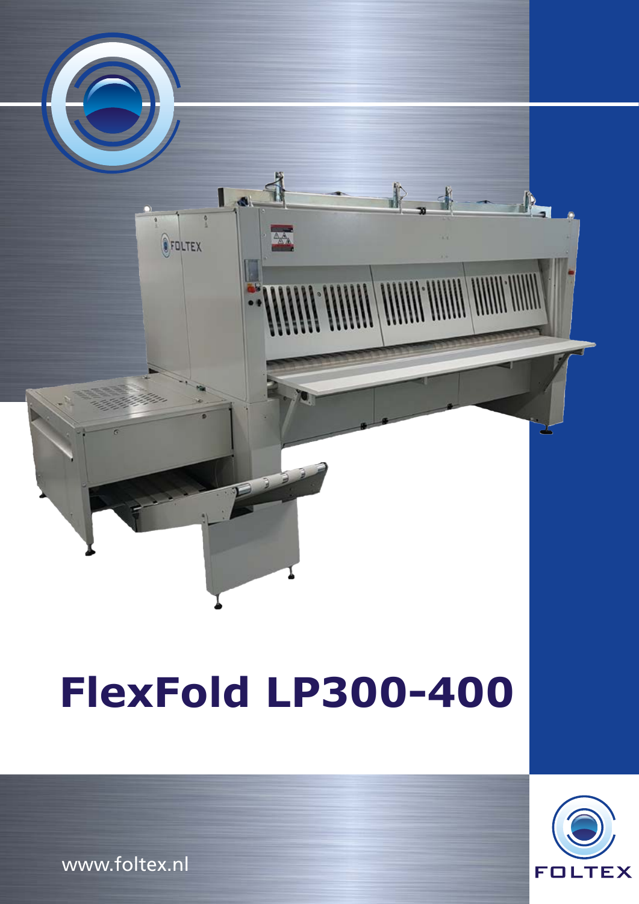# FlexFold LP300-400

www.foltex.nl

FOLTEX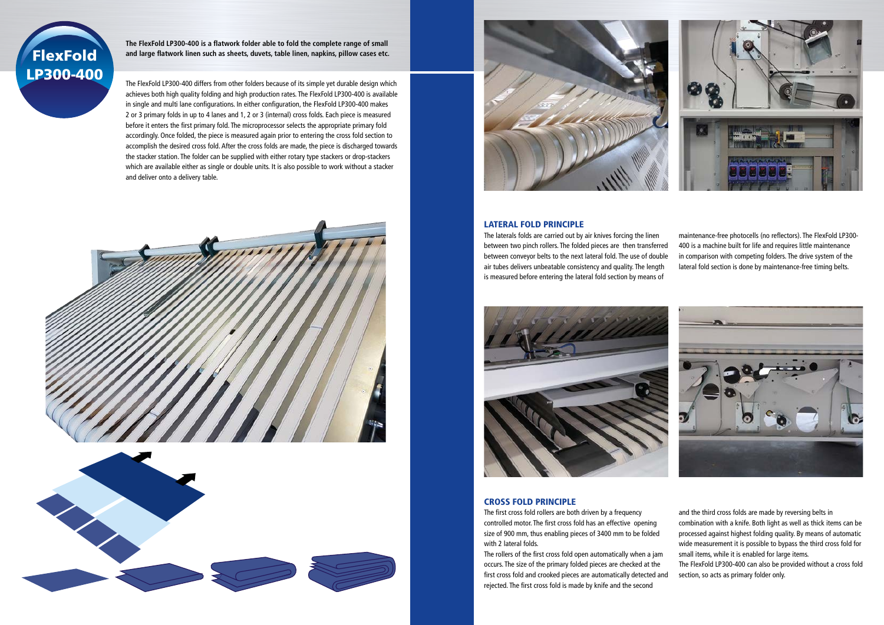# FlexFold LP300-400

**The FlexFold LP300-400 is a flatwork folder able to fold the complete range of small and large flatwork linen such as sheets, duvets, table linen, napkins, pillow cases etc.**

The FlexFold LP300-400 differs from other folders because of its simple yet durable design which achieves both high quality folding and high production rates. The FlexFold LP300-400 is available in single and multi lane configurations. In either configuration, the FlexFold LP300-400 makes 2 or 3 primary folds in up to 4 lanes and 1, 2 or 3 (internal) cross folds. Each piece is measured before it enters the first primary fold. The microprocessor selects the appropriate primary fold accordingly. Once folded, the piece is measured again prior to entering the cross fold section to accomplish the desired cross fold. After the cross folds are made, the piece is discharged towards the stacker station. The folder can be supplied with either rotary type stackers or drop-stackers which are available either as single or double units. It is also possible to work without a stacker and deliver onto a delivery table.

## LATERAL FOLD PRINCIPLE

The laterals folds are carried out by air knives forcing the linen between two pinch rollers. The folded pieces are then transferred between conveyor belts to the next lateral fold. The use of double air tubes delivers unbeatable consistency and quality. The length is measured before entering the lateral fold section by means of maintenance-free photocells (no reflectors). The FlexFold LP300-400 is a machine built for life and requires little maintenance in comparison with competing folders. The drive system of the lateral fold section is done by maintenance-free timing belts.

## CROSS FOLD PRINCIPLE

The first cross fold rollers are both driven by a frequency controlled motor. The first cross fold has an effective opening size of 900 mm, thus enabling pieces of 3400 mm to be folded with 2 lateral folds.

The rollers of the first cross fold open automatically when a jam occurs. The size of the primary folded pieces are checked at the first cross fold and crooked pieces are automatically detected and rejected. The first cross fold is made by knife and the second and the third cross folds are made by reversing belts in combination with a knife. Both light as well as thick items can be processed against highest folding quality. By means of automatic wide measurement it is possible to bypass the third cross fold for small items, while it is enabled for large items.

The FlexFold LP300-400 can also be provided without a cross fold section, so acts as primary folder only.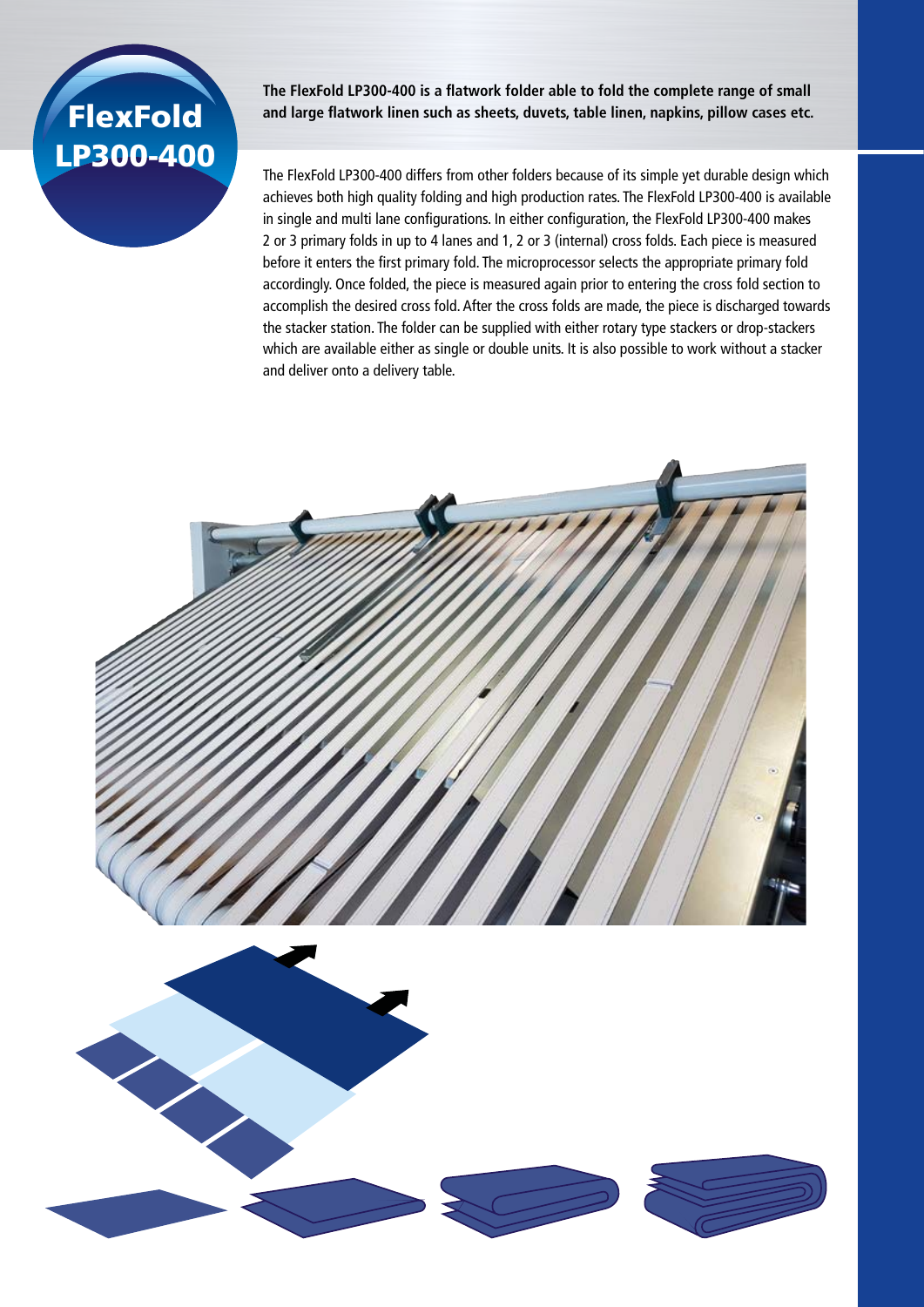# FlexFold LP300-400

**The FlexFold LP300-400 is a flatwork folder able to fold the complete range of small and large flatwork linen such as sheets, duvets, table linen, napkins, pillow cases etc.**

The FlexFold LP300-400 differs from other folders because of its simple yet durable design which achieves both high quality folding and high production rates. The FlexFold LP300-400 is available in single and multi lane configurations. In either configuration, the FlexFold LP300-400 makes 2 or 3 primary folds in up to 4 lanes and 1, 2 or 3 (internal) cross folds. Each piece is measured before it enters the first primary fold. The microprocessor selects the appropriate primary fold accordingly. Once folded, the piece is measured again prior to entering the cross fold section to accomplish the desired cross fold. After the cross folds are made, the piece is discharged towards the stacker station. The folder can be supplied with either rotary type stackers or drop-stackers which are available either as single or double units. It is also possible to work without a stacker and deliver onto a delivery table.